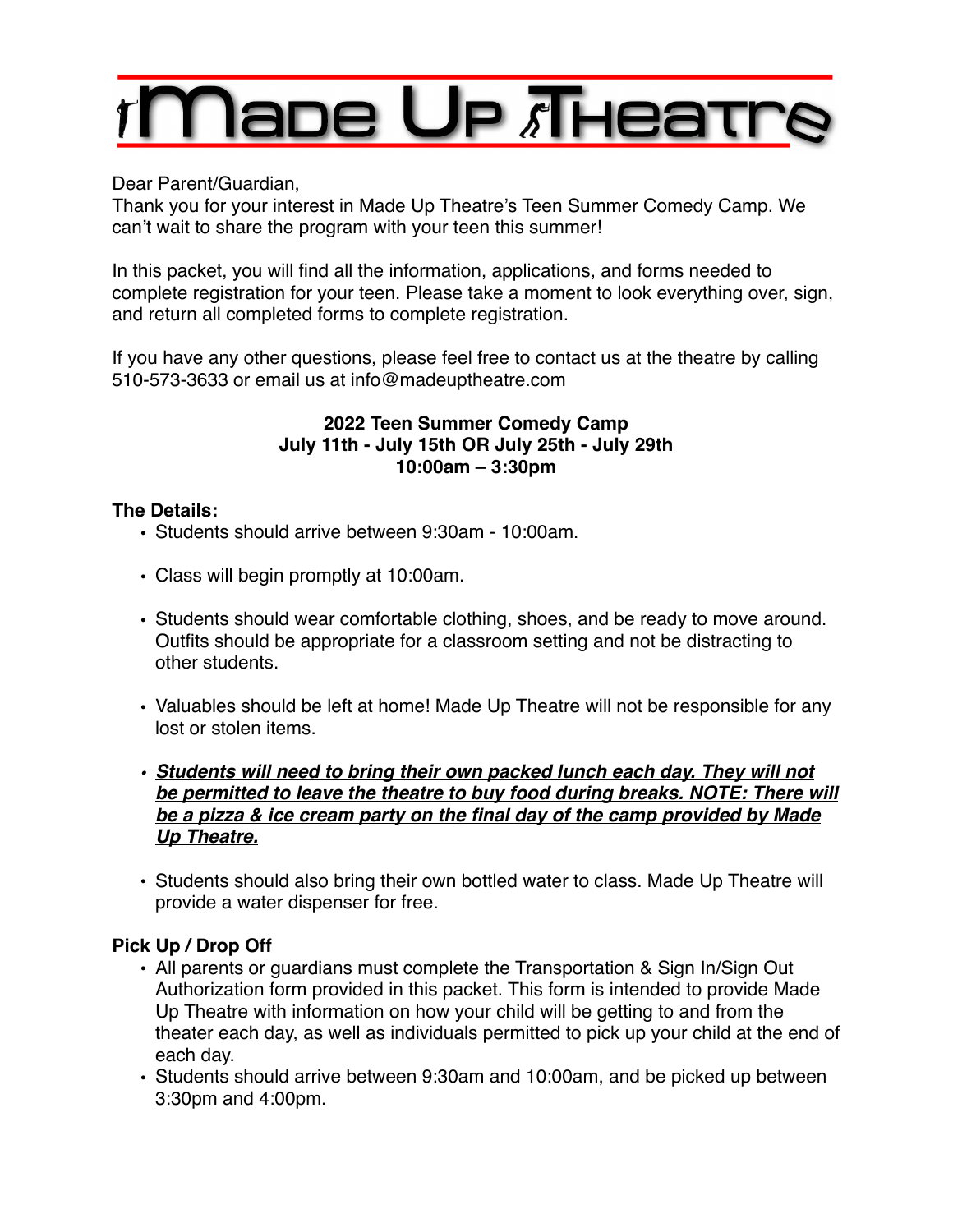# Made Up Theatre

Dear Parent/Guardian,
Thank you for your interest in Made Up Theatre's Teen Summer Comedy Camp. We can't wait to share the program with your teen this summer!

In this packet, you will find all the information, applications, and forms needed to complete registration for your teen. Please take a moment to look everything over, sign, and return all completed forms to complete registration.

If you have any other questions, please feel free to contact us at the theatre by calling 510-573-3633 or email us at info@madeuptheatre.com

**2022 Teen Summer Comedy Camp**
**July 11th - July 15th OR July 25th - July 29th**
**10:00am – 3:30pm**

**The Details:**

- Students should arrive between 9:30am - 10:00am.
- Class will begin promptly at 10:00am.
- Students should wear comfortable clothing, shoes, and be ready to move around. Outfits should be appropriate for a classroom setting and not be distracting to other students.
- Valuables should be left at home! Made Up Theatre will not be responsible for any lost or stolen items.
- ***Students will need to bring their own packed lunch each day. They will not be permitted to leave the theatre to buy food during breaks. NOTE: There will be a pizza & ice cream party on the final day of the camp provided by Made Up Theatre.***
- Students should also bring their own bottled water to class. Made Up Theatre will provide a water dispenser for free.

**Pick Up / Drop Off**

- All parents or guardians must complete the Transportation & Sign In/Sign Out Authorization form provided in this packet. This form is intended to provide Made Up Theatre with information on how your child will be getting to and from the theater each day, as well as individuals permitted to pick up your child at the end of each day.
- Students should arrive between 9:30am and 10:00am, and be picked up between 3:30pm and 4:00pm.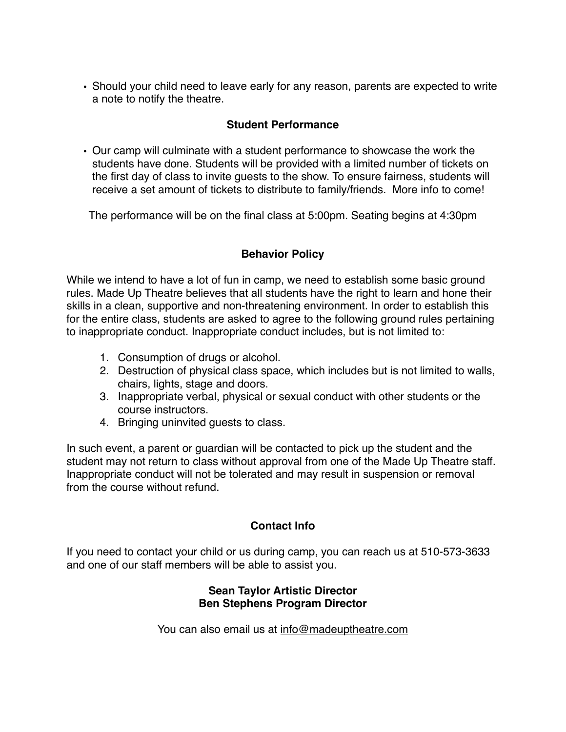- Should your child need to leave early for any reason, parents are expected to write a note to notify the theatre.

## Student Performance

- Our camp will culminate with a student performance to showcase the work the students have done. Students will be provided with a limited number of tickets on the first day of class to invite guests to the show. To ensure fairness, students will receive a set amount of tickets to distribute to family/friends. More info to come!

The performance will be on the final class at 5:00pm. Seating begins at 4:30pm

## Behavior Policy

While we intend to have a lot of fun in camp, we need to establish some basic ground rules. Made Up Theatre believes that all students have the right to learn and hone their skills in a clean, supportive and non-threatening environment. In order to establish this for the entire class, students are asked to agree to the following ground rules pertaining to inappropriate conduct. Inappropriate conduct includes, but is not limited to:

1. Consumption of drugs or alcohol.
2. Destruction of physical class space, which includes but is not limited to walls, chairs, lights, stage and doors.
3. Inappropriate verbal, physical or sexual conduct with other students or the course instructors.
4. Bringing uninvited guests to class.

In such event, a parent or guardian will be contacted to pick up the student and the student may not return to class without approval from one of the Made Up Theatre staff. Inappropriate conduct will not be tolerated and may result in suspension or removal from the course without refund.

## Contact Info

If you need to contact your child or us during camp, you can reach us at 510-573-3633 and one of our staff members will be able to assist you.

**Sean Taylor Artistic Director**
**Ben Stephens Program Director**

You can also email us at info@madeuptheatre.com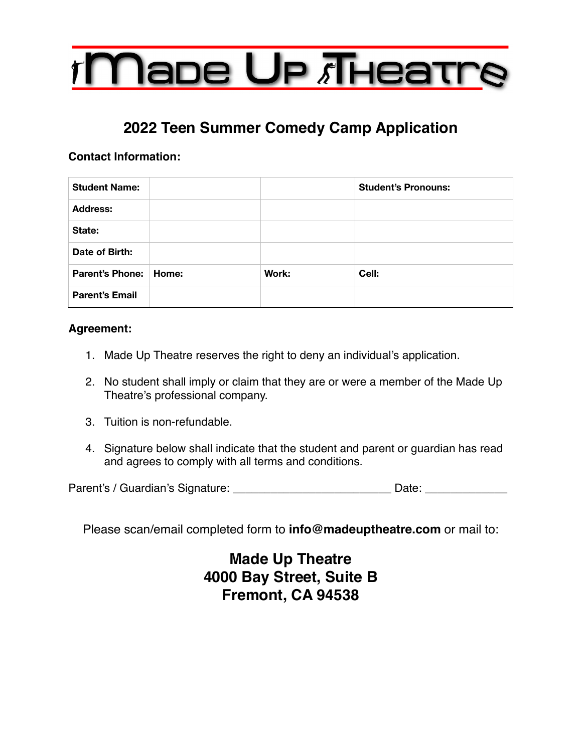# Made Up Theatre

## 2022 Teen Summer Comedy Camp Application

**Contact Information:**

| **Student Name:** | | | **Student's Pronouns:** |
|---|---|---|---|
| **Address:** | | | |
| **State:** | | | |
| **Date of Birth:** | | | |
| **Parent's Phone:** | **Home:** | **Work:** | **Cell:** |
| **Parent's Email** | | | |

**Agreement:**

1. Made Up Theatre reserves the right to deny an individual's application.
2. No student shall imply or claim that they are or were a member of the Made Up Theatre's professional company.
3. Tuition is non-refundable.
4. Signature below shall indicate that the student and parent or guardian has read and agrees to comply with all terms and conditions.

Parent's / Guardian's Signature: ________________________ Date: ____________

Please scan/email completed form to **info@madeuptheatre.com** or mail to:

**Made Up Theatre**
**4000 Bay Street, Suite B**
**Fremont, CA 94538**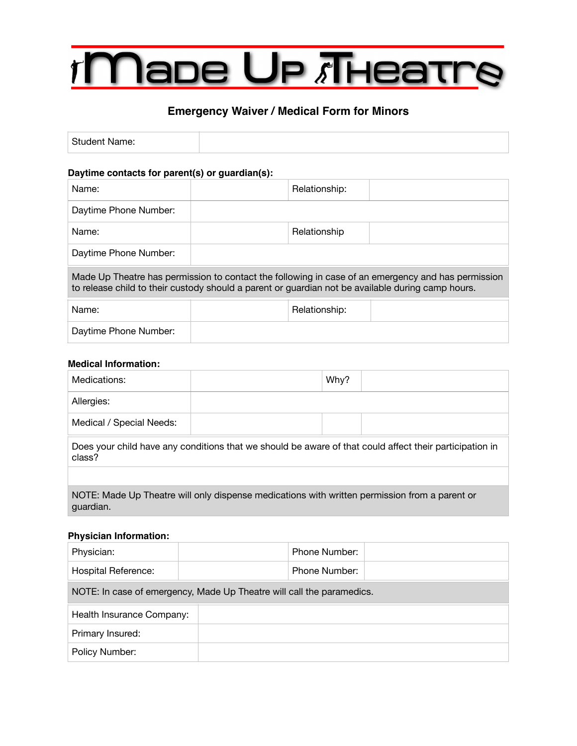# Made Up Theatre

## Emergency Waiver / Medical Form for Minors

| Student Name: | |
|---|---|

**Daytime contacts for parent(s) or guardian(s):**

| Name: | | Relationship: | |
|---|---|---|---|
| Daytime Phone Number: | | | |
| Name: | | Relationship | |
| Daytime Phone Number: | | | |

Made Up Theatre has permission to contact the following in case of an emergency and has permission to release child to their custody should a parent or guardian not be available during camp hours.

| Name: | | Relationship: | |
|---|---|---|---|
| Daytime Phone Number: | | | |

**Medical Information:**

| Medications: | | Why? | |
|---|---|---|---|
| Allergies: | | | |
| Medical / Special Needs: | | | |

Does your child have any conditions that we should be aware of that could affect their participation in class?

NOTE: Made Up Theatre will only dispense medications with written permission from a parent or guardian.

**Physician Information:**

| Physician: | | Phone Number: | |
|---|---|---|---|
| Hospital Reference: | | Phone Number: | |

NOTE: In case of emergency, Made Up Theatre will call the paramedics.

| Health Insurance Company: | |
|---|---|
| Primary Insured: | |
| Policy Number: | |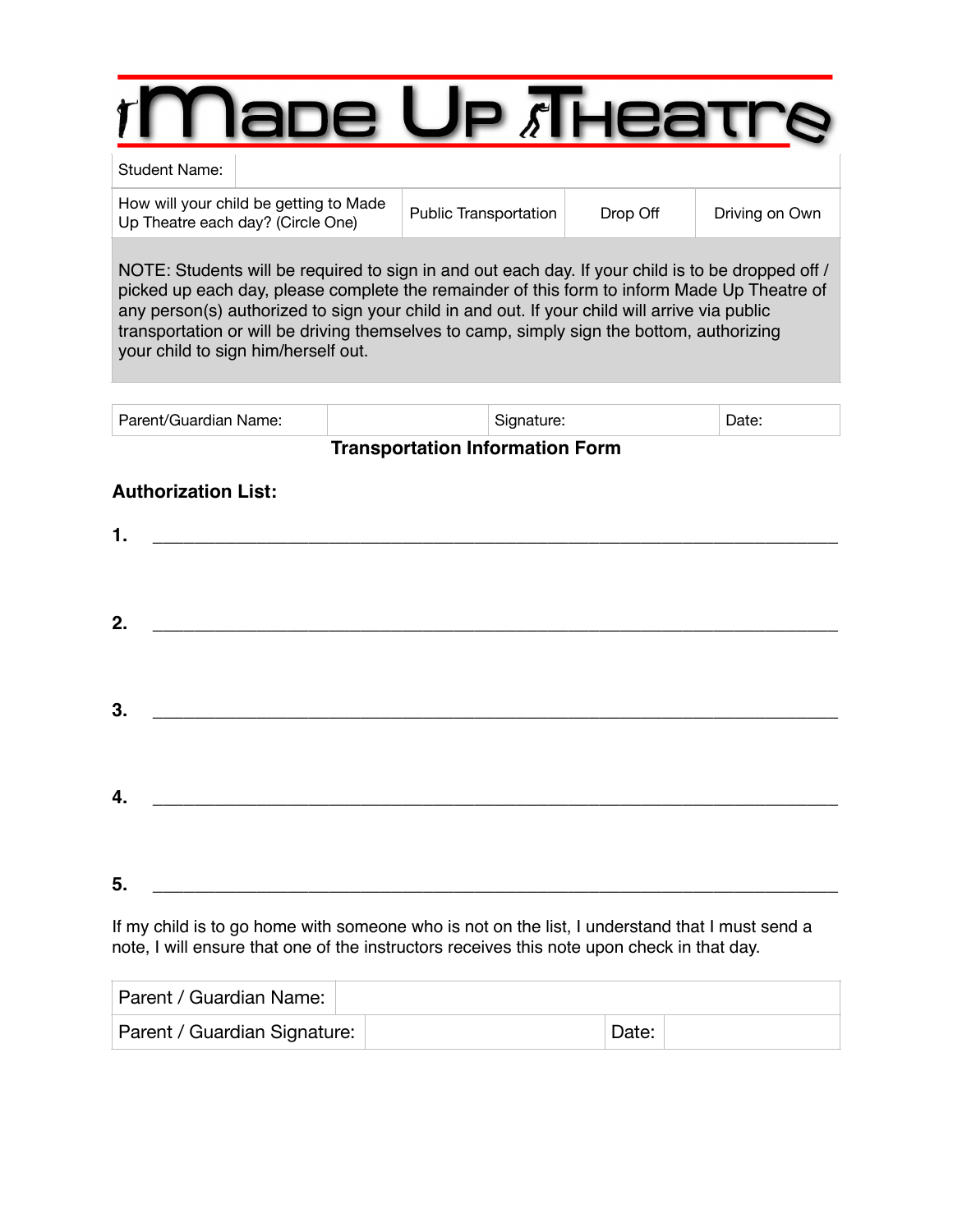# Made Up Theatre

| Student Name: | | | |
|---|---|---|---|
| How will your child be getting to Made Up Theatre each day? (Circle One) | Public Transportation | Drop Off | Driving on Own |

NOTE: Students will be required to sign in and out each day. If your child is to be dropped off / picked up each day, please complete the remainder of this form to inform Made Up Theatre of any person(s) authorized to sign your child in and out. If your child will arrive via public transportation or will be driving themselves to camp, simply sign the bottom, authorizing your child to sign him/herself out.

| Parent/Guardian Name: | | Signature: | Date: |
|---|---|---|---|

**Transportation Information Form**

**Authorization List:**

**1.** ____________________________________________________________________

**2.** ____________________________________________________________________

**3.** ____________________________________________________________________

**4.** ____________________________________________________________________

**5.** ____________________________________________________________________

If my child is to go home with someone who is not on the list, I understand that I must send a note, I will ensure that one of the instructors receives this note upon check in that day.

| Parent / Guardian Name: | | | |
|---|---|---|---|
| Parent / Guardian Signature: | | Date: | |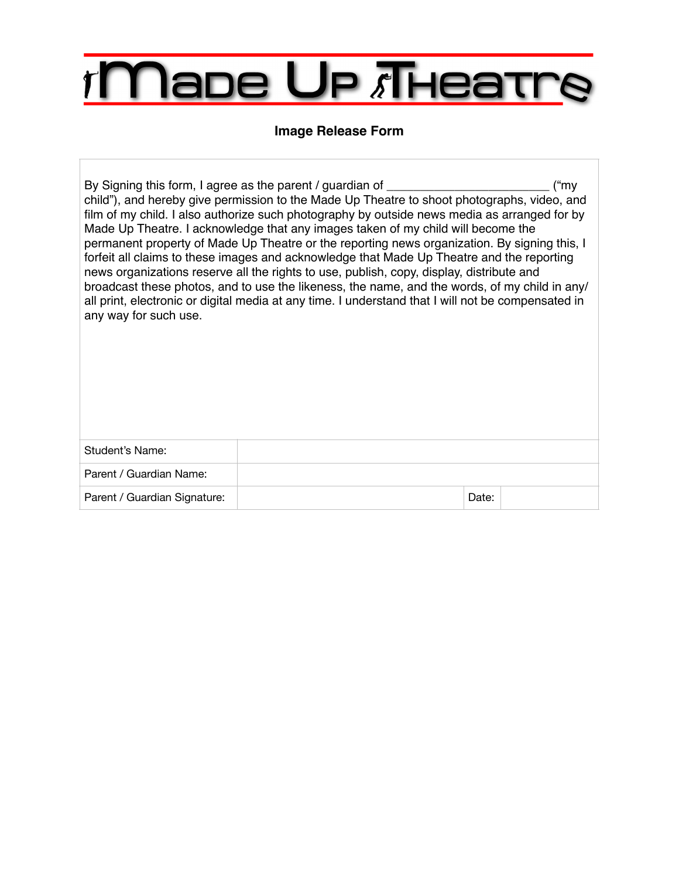# Made Up Theatre

## Image Release Form

By Signing this form, I agree as the parent / guardian of _________________________ ("my child"), and hereby give permission to the Made Up Theatre to shoot photographs, video, and film of my child. I also authorize such photography by outside news media as arranged for by Made Up Theatre. I acknowledge that any images taken of my child will become the permanent property of Made Up Theatre or the reporting news organization. By signing this, I forfeit all claims to these images and acknowledge that Made Up Theatre and the reporting news organizations reserve all the rights to use, publish, copy, display, distribute and broadcast these photos, and to use the likeness, the name, and the words, of my child in any/all print, electronic or digital media at any time. I understand that I will not be compensated in any way for such use.

| | | | |
|---|---|---|---|
| Student's Name: | | | |
| Parent / Guardian Name: | | | |
| Parent / Guardian Signature: | | Date: | |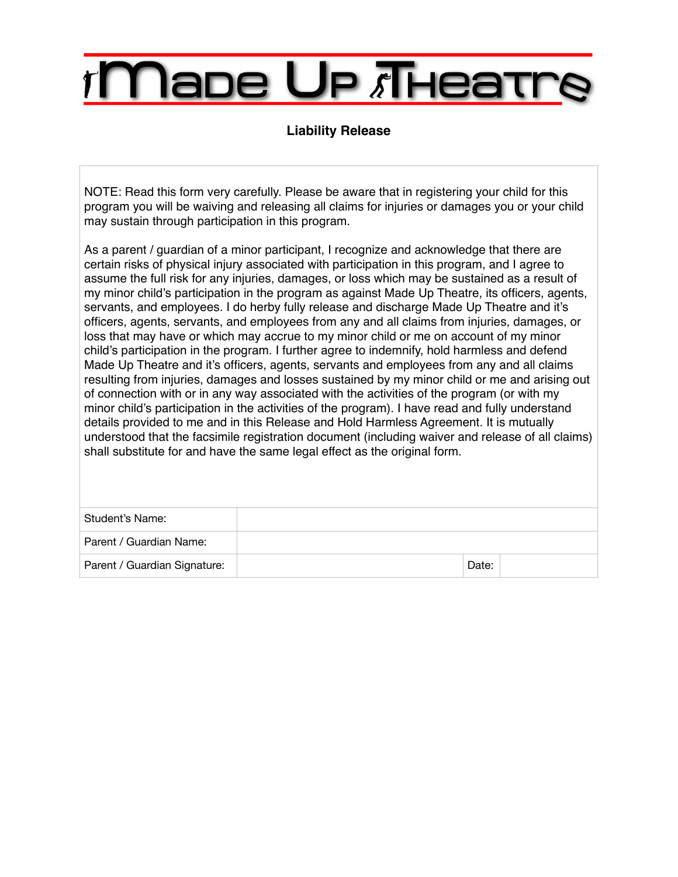# Made Up Theatre

## Liability Release

NOTE: Read this form very carefully. Please be aware that in registering your child for this program you will be waiving and releasing all claims for injuries or damages you or your child may sustain through participation in this program.

As a parent / guardian of a minor participant, I recognize and acknowledge that there are certain risks of physical injury associated with participation in this program, and I agree to assume the full risk for any injuries, damages, or loss which may be sustained as a result of my minor child's participation in the program as against Made Up Theatre, its officers, agents, servants, and employees. I do herby fully release and discharge Made Up Theatre and it's officers, agents, servants, and employees from any and all claims from injuries, damages, or loss that may have or which may accrue to my minor child or me on account of my minor child's participation in the program. I further agree to indemnify, hold harmless and defend Made Up Theatre and it's officers, agents, servants and employees from any and all claims resulting from injuries, damages and losses sustained by my minor child or me and arising out of connection with or in any way associated with the activities of the program (or with my minor child's participation in the activities of the program). I have read and fully understand details provided to me and in this Release and Hold Harmless Agreement. It is mutually understood that the facsimile registration document (including waiver and release of all claims) shall substitute for and have the same legal effect as the original form.

| | | | |
|---|---|---|---|
| Student's Name: | | | |
| Parent / Guardian Name: | | | |
| Parent / Guardian Signature: | | Date: | |